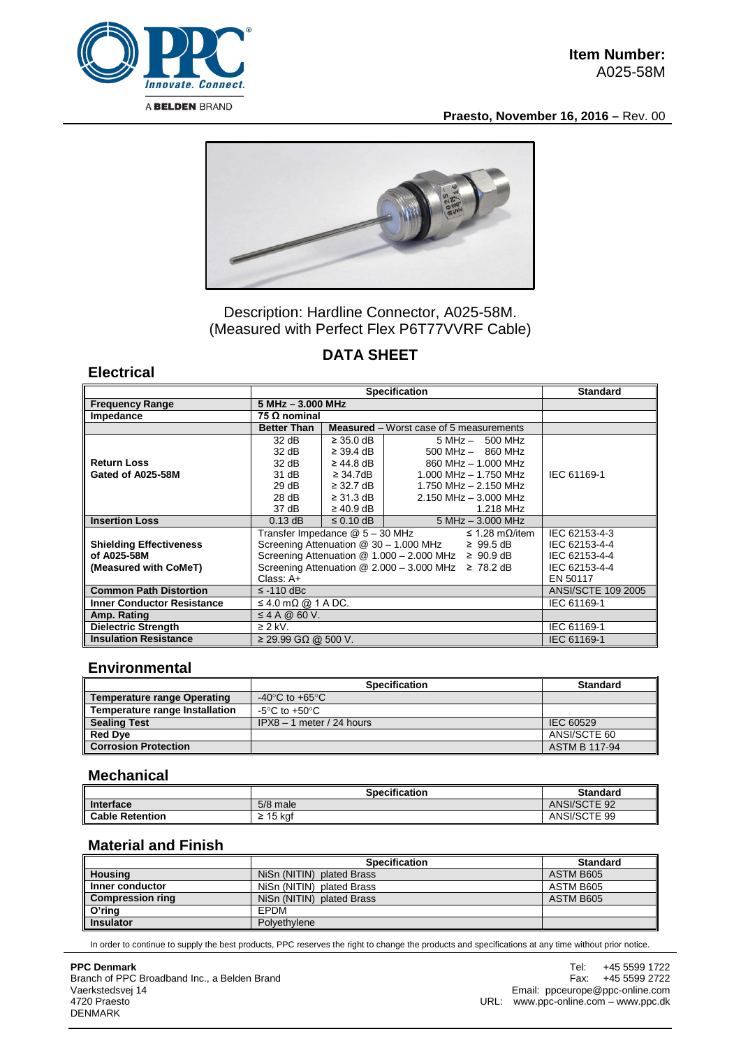A BELDEN BRAND

**Item Number:**
A025-58M

**Praesto, November 16, 2016 –** Rev. 00

Description: Hardline Connector, A025-58M.
(Measured with Perfect Flex P6T77VVRF Cable)

## DATA SHEET

## Electrical

| | Specification | | | Standard |
|---|---|---|---|---|
| **Frequency Range** | **5 MHz – 3.000 MHz** | | | |
| **Impedance** | **75 Ω nominal** | | | |
| | **Better Than** | **Measured** – Worst case of 5 measurements | | |
| **Return Loss Gated of A025-58M** | 32 dB | ≥ 35.0 dB | 5 MHz – 500 MHz | IEC 61169-1 |
| | 32 dB | ≥ 39.4 dB | 500 MHz – 860 MHz | |
| | 32 dB | ≥ 44.8 dB | 860 MHz – 1.000 MHz | |
| | 31 dB | ≥ 34.7dB | 1.000 MHz – 1.750 MHz | |
| | 29 dB | ≥ 32.7 dB | 1.750 MHz – 2.150 MHz | |
| | 28 dB | ≥ 31.3 dB | 2.150 MHz – 3.000 MHz | |
| | 37 dB | ≥ 40.9 dB | 1.218 MHz | |
| **Insertion Loss** | 0.13 dB | ≤ 0.10 dB | 5 MHz – 3.000 MHz | |
| **Shielding Effectiveness of A025-58M (Measured with CoMeT)** | Transfer Impedance @ 5 – 30 MHz ≤ 1.28 mΩ/item | | | IEC 62153-4-3 |
| | Screening Attenuation @ 30 – 1.000 MHz ≥ 99.5 dB | | | IEC 62153-4-4 |
| | Screening Attenuation @ 1.000 – 2.000 MHz ≥ 90.9 dB | | | IEC 62153-4-4 |
| | Screening Attenuation @ 2.000 – 3.000 MHz ≥ 78.2 dB | | | IEC 62153-4-4 |
| | Class: A+ | | | EN 50117 |
| **Common Path Distortion** | ≤ -110 dBc | | | ANSI/SCTE 109 2005 |
| **Inner Conductor Resistance** | ≤ 4.0 mΩ @ 1 A DC. | | | IEC 61169-1 |
| **Amp. Rating** | ≤ 4 A @ 60 V. | | | |
| **Dielectric Strength** | ≥ 2 kV. | | | IEC 61169-1 |
| **Insulation Resistance** | ≥ 29.99 GΩ @ 500 V. | | | IEC 61169-1 |

## Environmental

| | Specification | Standard |
|---|---|---|
| **Temperature range Operating** | -40°C to +65°C | |
| **Temperature range Installation** | -5°C to +50°C | |
| **Sealing Test** | IPX8 – 1 meter / 24 hours | IEC 60529 |
| **Red Dye** | | ANSI/SCTE 60 |
| **Corrosion Protection** | | ASTM B 117-94 |

## Mechanical

| | Specification | Standard |
|---|---|---|
| **Interface** | 5/8 male | ANSI/SCTE 92 |
| **Cable Retention** | ≥ 15 kgf | ANSI/SCTE 99 |

## Material and Finish

| | Specification | Standard |
|---|---|---|
| **Housing** | NiSn (NITIN) plated Brass | ASTM B605 |
| **Inner conductor** | NiSn (NITIN) plated Brass | ASTM B605 |
| **Compression ring** | NiSn (NITIN) plated Brass | ASTM B605 |
| **O'ring** | EPDM | |
| **Insulator** | Polyethylene | |

In order to continue to supply the best products, PPC reserves the right to change the products and specifications at any time without prior notice.

**PPC Denmark**
Branch of PPC Broadband Inc., a Belden Brand
Vaerkstedsvej 14
4720 Praesto
DENMARK

Tel: +45 5599 1722
Fax: +45 5599 2722
Email: ppceurope@ppc-online.com
URL: www.ppc-online.com – www.ppc.dk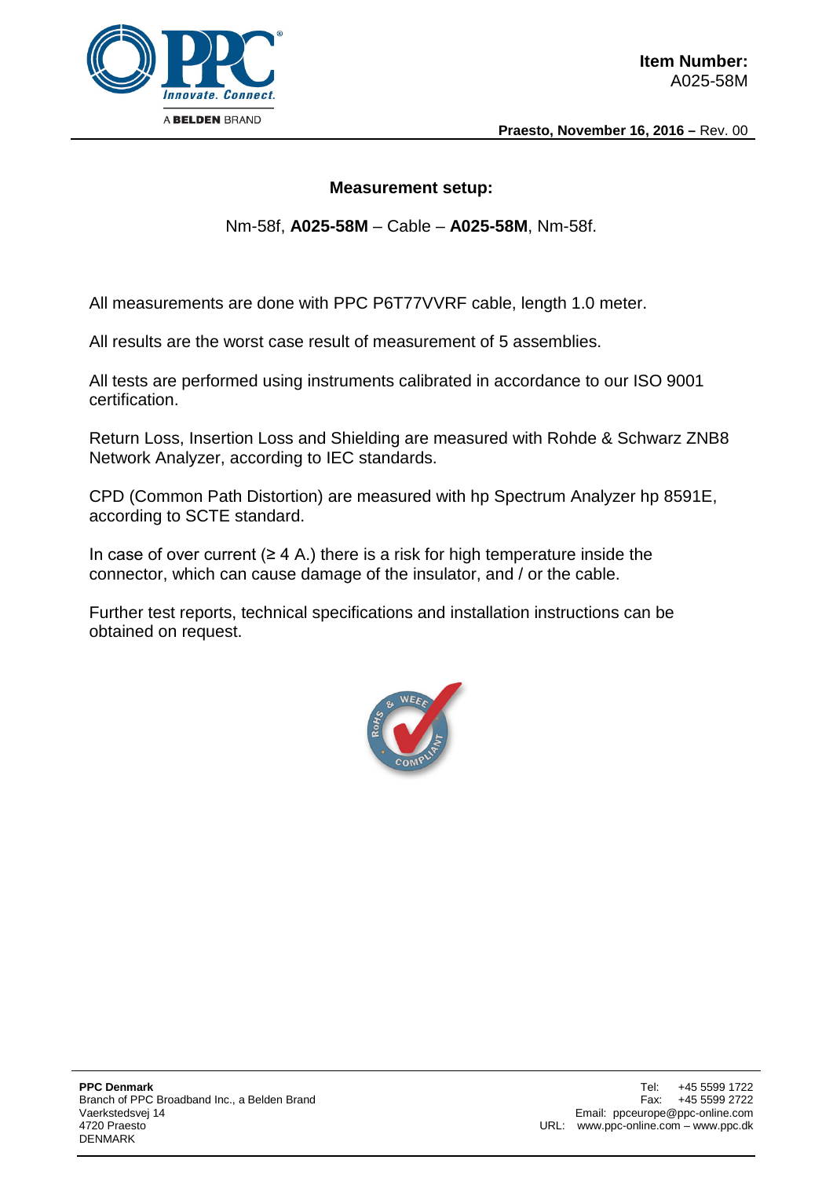**Item Number:**
A025-58M

**Praesto, November 16, 2016 –** Rev. 00

## Measurement setup:

Nm-58f, **A025-58M** – Cable – **A025-58M**, Nm-58f.

All measurements are done with PPC P6T77VVRF cable, length 1.0 meter.

All results are the worst case result of measurement of 5 assemblies.

All tests are performed using instruments calibrated in accordance to our ISO 9001 certification.

Return Loss, Insertion Loss and Shielding are measured with Rohde & Schwarz ZNB8 Network Analyzer, according to IEC standards.

CPD (Common Path Distortion) are measured with hp Spectrum Analyzer hp 8591E, according to SCTE standard.

In case of over current (≥ 4 A.) there is a risk for high temperature inside the connector, which can cause damage of the insulator, and / or the cable.

Further test reports, technical specifications and installation instructions can be obtained on request.

**PPC Denmark**
Branch of PPC Broadband Inc., a Belden Brand
Vaerkstedsvej 14
4720 Praesto
DENMARK

Tel: +45 5599 1722
Fax: +45 5599 2722
Email: ppceurope@ppc-online.com
URL: www.ppc-online.com – www.ppc.dk